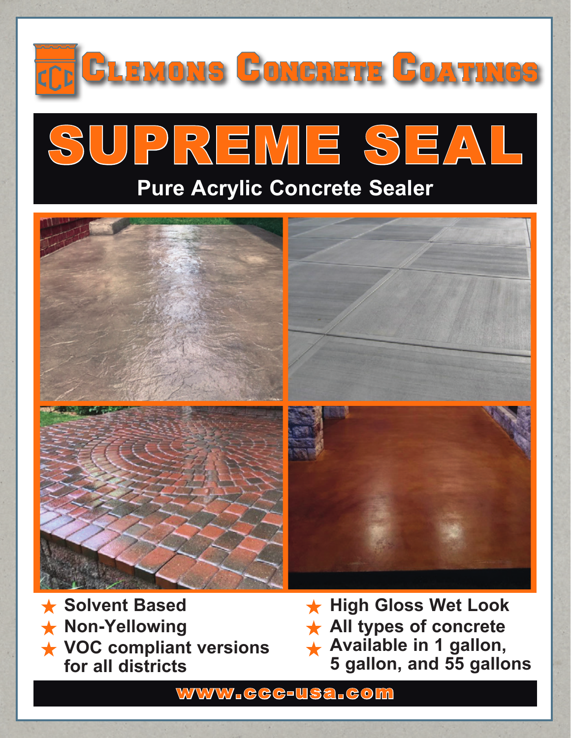# Clemons Concrete Coatings

# SUPREME SEAL

## Pure Acrylic Concrete Sealer

- Solvent Based
- Non-Yellowing
- VOC compliant versions for all districts
- High Gloss Wet Look
- All types of concrete
- Available in 1 gallon, 5 gallon, and 55 gallons

www.ccc-usa.com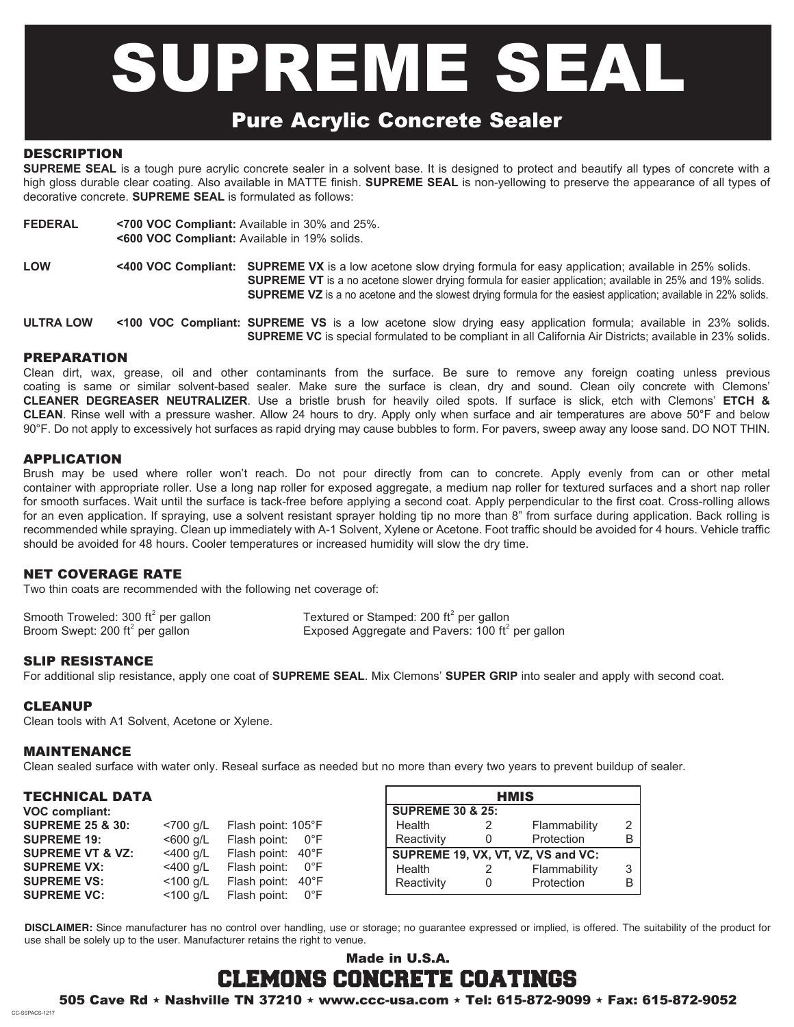# SUPREME SEAL

## Pure Acrylic Concrete Sealer

### DESCRIPTION

**SUPREME SEAL** is a tough pure acrylic concrete sealer in a solvent base. It is designed to protect and beautify all types of concrete with a high gloss durable clear coating. Also available in MATTE finish. **SUPREME SEAL** is non-yellowing to preserve the appearance of all types of decorative concrete. **SUPREME SEAL** is formulated as follows:

**FEDERAL** — **<700 VOC Compliant:** Available in 30% and 25%.
**<600 VOC Compliant:** Available in 19% solids.

**LOW** — **<400 VOC Compliant:** **SUPREME VX** is a low acetone slow drying formula for easy application; available in 25% solids.
**SUPREME VT** is a no acetone slower drying formula for easier application; available in 25% and 19% solids.
**SUPREME VZ** is a no acetone and the slowest drying formula for the easiest application; available in 22% solids.

**ULTRA LOW** — **<100 VOC Compliant:** **SUPREME VS** is a low acetone slow drying easy application formula; available in 23% solids.
**SUPREME VC** is special formulated to be compliant in all California Air Districts; available in 23% solids.

### PREPARATION

Clean dirt, wax, grease, oil and other contaminants from the surface. Be sure to remove any foreign coating unless previous coating is same or similar solvent-based sealer. Make sure the surface is clean, dry and sound. Clean oily concrete with Clemons' **CLEANER DEGREASER NEUTRALIZER**. Use a bristle brush for heavily oiled spots. If surface is slick, etch with Clemons' **ETCH & CLEAN**. Rinse well with a pressure washer. Allow 24 hours to dry. Apply only when surface and air temperatures are above 50°F and below 90°F. Do not apply to excessively hot surfaces as rapid drying may cause bubbles to form. For pavers, sweep away any loose sand. DO NOT THIN.

### APPLICATION

Brush may be used where roller won't reach. Do not pour directly from can to concrete. Apply evenly from can or other metal container with appropriate roller. Use a long nap roller for exposed aggregate, a medium nap roller for textured surfaces and a short nap roller for smooth surfaces. Wait until the surface is tack-free before applying a second coat. Apply perpendicular to the first coat. Cross-rolling allows for an even application. If spraying, use a solvent resistant sprayer holding tip no more than 8" from surface during application. Back rolling is recommended while spraying. Clean up immediately with A-1 Solvent, Xylene or Acetone. Foot traffic should be avoided for 4 hours. Vehicle traffic should be avoided for 48 hours. Cooler temperatures or increased humidity will slow the dry time.

### NET COVERAGE RATE

Two thin coats are recommended with the following net coverage of:

Smooth Troweled: 300 ft$^2$ per gallon
Broom Swept: 200 ft$^2$ per gallon
Textured or Stamped: 200 ft$^2$ per gallon
Exposed Aggregate and Pavers: 100 ft$^2$ per gallon

### SLIP RESISTANCE

For additional slip resistance, apply one coat of **SUPREME SEAL**. Mix Clemons' **SUPER GRIP** into sealer and apply with second coat.

### CLEANUP

Clean tools with A1 Solvent, Acetone or Xylene.

### MAINTENANCE

Clean sealed surface with water only. Reseal surface as needed but no more than every two years to prevent buildup of sealer.

### TECHNICAL DATA

| VOC compliant: | | |
|---|---|---|
| **SUPREME 25 & 30:** | <700 g/L | Flash point: 105°F |
| **SUPREME 19:** | <600 g/L | Flash point: 0°F |
| **SUPREME VT & VZ:** | <400 g/L | Flash point: 40°F |
| **SUPREME VX:** | <400 g/L | Flash point: 0°F |
| **SUPREME VS:** | <100 g/L | Flash point: 40°F |
| **SUPREME VC:** | <100 g/L | Flash point: 0°F |

| HMIS | | | |
|---|---|---|---|
| **SUPREME 30 & 25:** | | | |
| Health | 2 | Flammability | 2 |
| Reactivity | 0 | Protection | B |
| **SUPREME 19, VX, VT, VZ, VS and VC:** | | | |
| Health | 2 | Flammability | 3 |
| Reactivity | 0 | Protection | B |

**DISCLAIMER:** Since manufacturer has no control over handling, use or storage; no guarantee expressed or implied, is offered. The suitability of the product for use shall be solely up to the user. Manufacturer retains the right to venue.

**Made in U.S.A.**

**CLEMONS CONCRETE COATINGS**

**505 Cave Rd ⋆ Nashville TN 37210 ⋆ www.ccc-usa.com ⋆ Tel: 615-872-9099 ⋆ Fax: 615-872-9052**

CC-SSPACS-1217